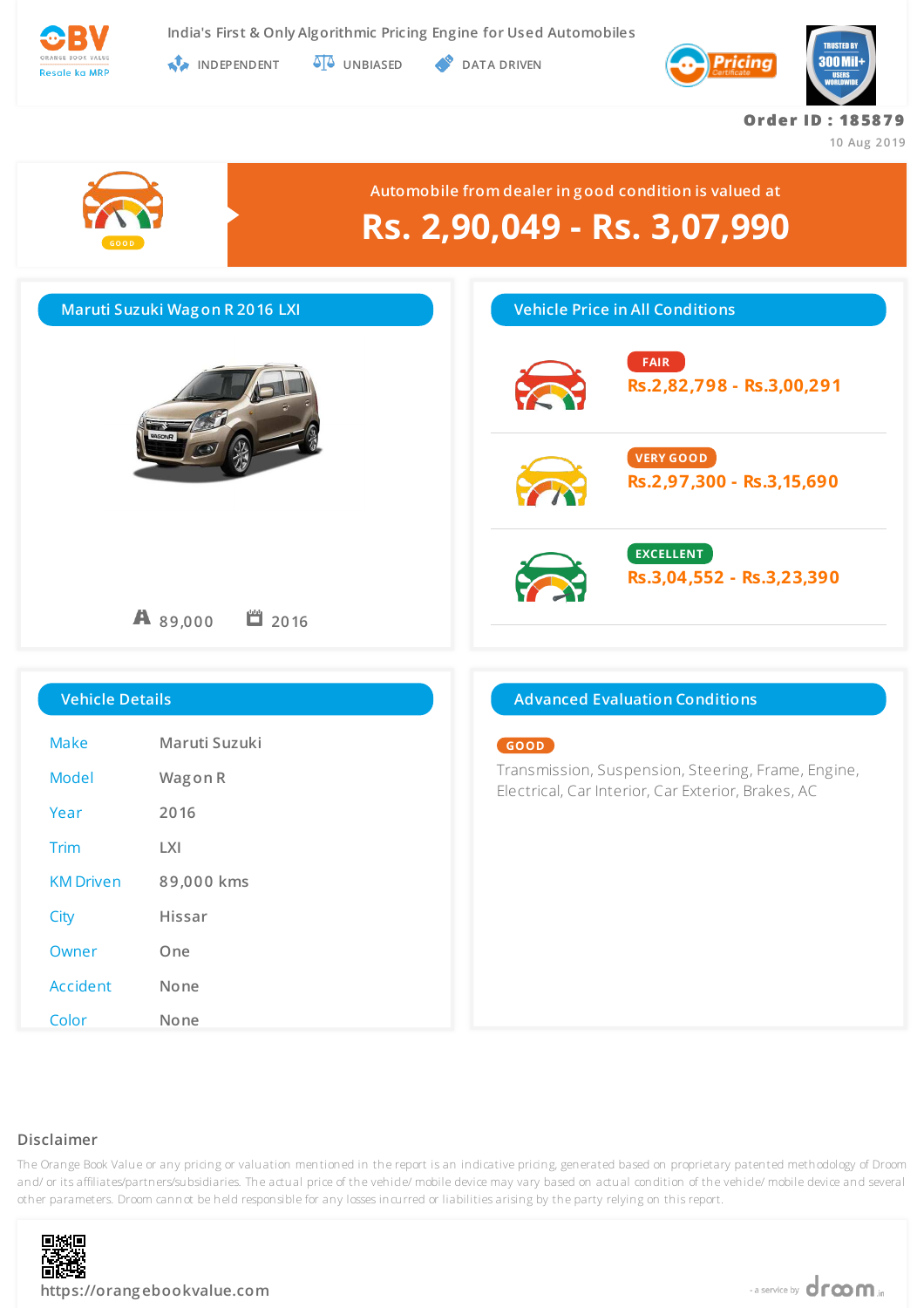OBV
ORANGE BOOK VALUE
Resale ka MRP

India's First & Only Algorithmic Pricing Engine for Used Automobiles

INDEPENDENT | UNBIASED | DATA DRIVEN

Pricing Certificate

TRUSTED BY 300 Mil+ USERS WORLDWIDE

**Order ID : 185879**

10 Aug 2019

GOOD

Automobile from dealer in good condition is valued at

# Rs. 2,90,049 - Rs. 3,07,990

## Maruti Suzuki Wagon R 2016 LXI

89,000 | 2016

## Vehicle Price in All Conditions

**FAIR**
Rs.2,82,798 - Rs.3,00,291

**VERY GOOD**
Rs.2,97,300 - Rs.3,15,690

**EXCELLENT**
Rs.3,04,552 - Rs.3,23,390

## Vehicle Details

| | |
|---|---|
| Make | Maruti Suzuki |
| Model | Wagon R |
| Year | 2016 |
| Trim | LXI |
| KM Driven | 89,000 kms |
| City | Hissar |
| Owner | One |
| Accident | None |
| Color | None |

## Advanced Evaluation Conditions

**GOOD**

Transmission, Suspension, Steering, Frame, Engine, Electrical, Car Interior, Car Exterior, Brakes, AC

### Disclaimer

The Orange Book Value or any pricing or valuation mentioned in the report is an indicative pricing, generated based on proprietary patented methodology of Droom and/ or its affiliates/partners/subsidiaries. The actual price of the vehicle/ mobile device may vary based on actual condition of the vehicle/ mobile device and several other parameters. Droom cannot be held responsible for any losses incurred or liabilities arising by the party relying on this report.

https://orangebookvalue.com

- a service by droom.in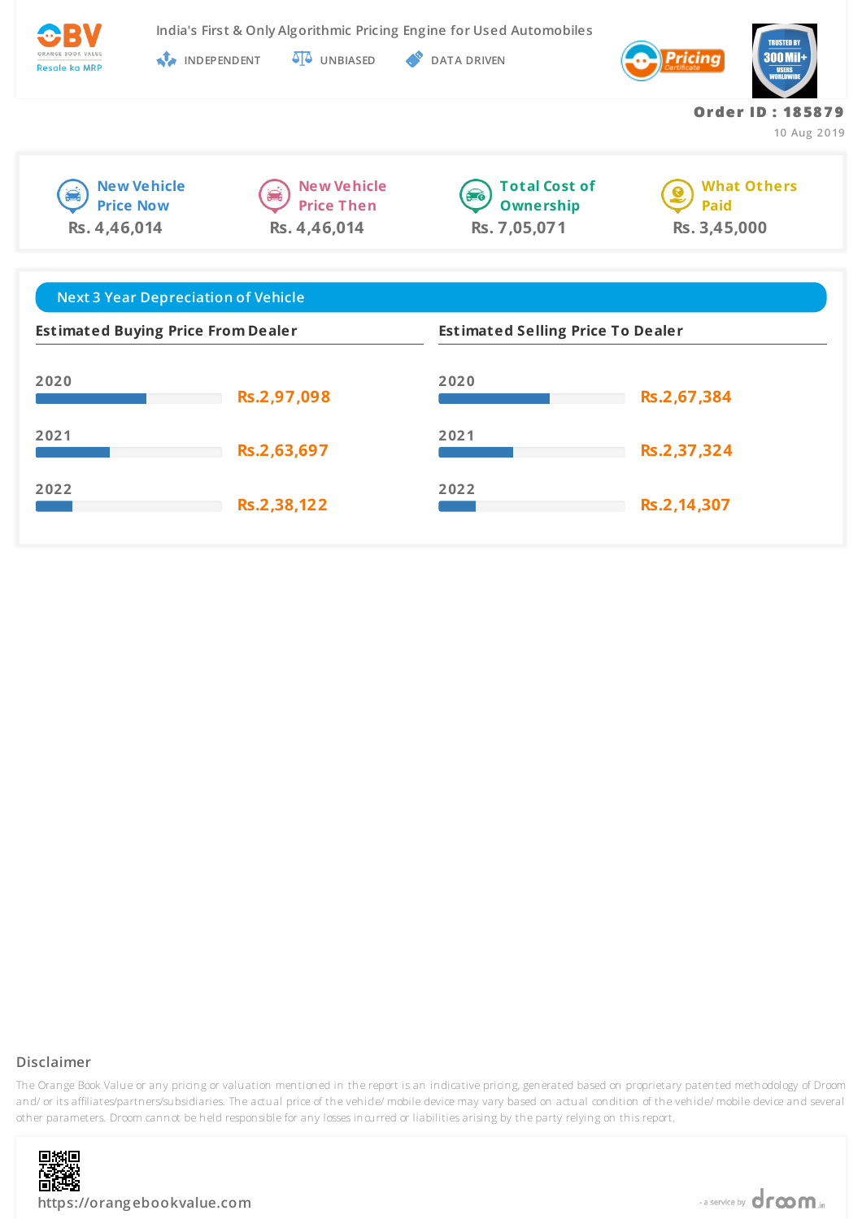India's First & Only Algorithmic Pricing Engine for Used Automobiles

INDEPENDENT | UNBIASED | DATA DRIVEN

**Order ID : 185879**

10 Aug 2019

| New Vehicle Price Now | New Vehicle Price Then | Total Cost of Ownership | What Others Paid |
|---|---|---|---|
| Rs. 4,46,014 | Rs. 4,46,014 | Rs. 7,05,071 | Rs. 3,45,000 |

## Next 3 Year Depreciation of Vehicle

| Year | Estimated Buying Price From Dealer | Estimated Selling Price To Dealer |
|---|---|---|
| 2020 | Rs.2,97,098 | Rs.2,67,384 |
| 2021 | Rs.2,63,697 | Rs.2,37,324 |
| 2022 | Rs.2,38,122 | Rs.2,14,307 |

### Disclaimer

The Orange Book Value or any pricing or valuation mentioned in the report is an indicative pricing, generated based on proprietary patented methodology of Droom and/ or its affiliates/partners/subsidiaries. The actual price of the vehicle/ mobile device may vary based on actual condition of the vehicle/ mobile device and several other parameters. Droom cannot be held responsible for any losses incurred or liabilities arising by the party relying on this report.

https://orangebookvalue.com

- a service by droom.in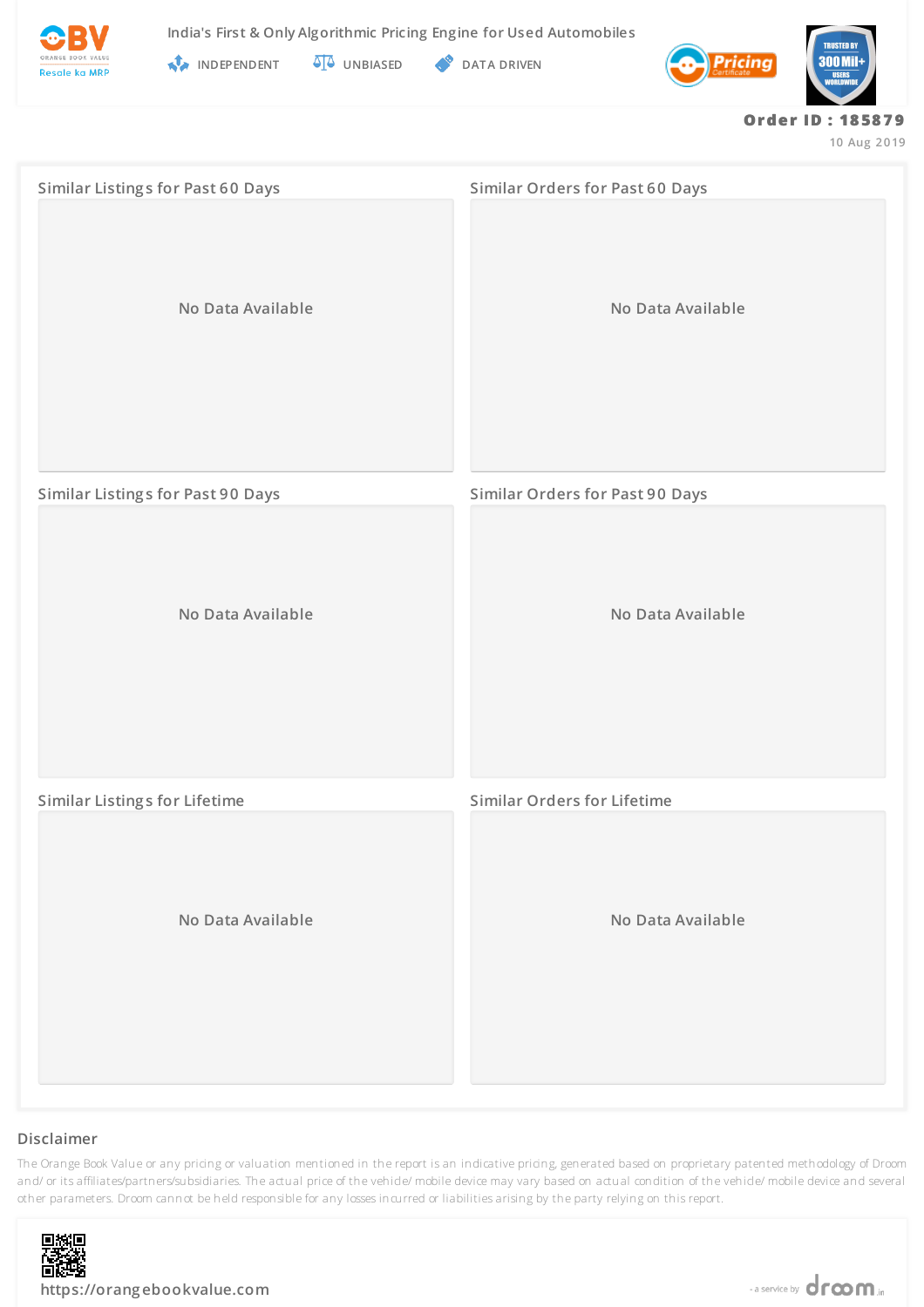**Order ID : 185879**

10 Aug 2019

### Similar Listings for Past 60 Days

No Data Available

### Similar Orders for Past 60 Days

No Data Available

### Similar Listings for Past 90 Days

No Data Available

### Similar Orders for Past 90 Days

No Data Available

### Similar Listings for Lifetime

No Data Available

### Similar Orders for Lifetime

No Data Available

## Disclaimer

The Orange Book Value or any pricing or valuation mentioned in the report is an indicative pricing, generated based on proprietary patented methodology of Droom and/ or its affiliates/partners/subsidiaries. The actual price of the vehicle/ mobile device may vary based on actual condition of the vehicle/ mobile device and several other parameters. Droom cannot be held responsible for any losses incurred or liabilities arising by the party relying on this report.

https://orangebookvalue.com

- a service by droom.in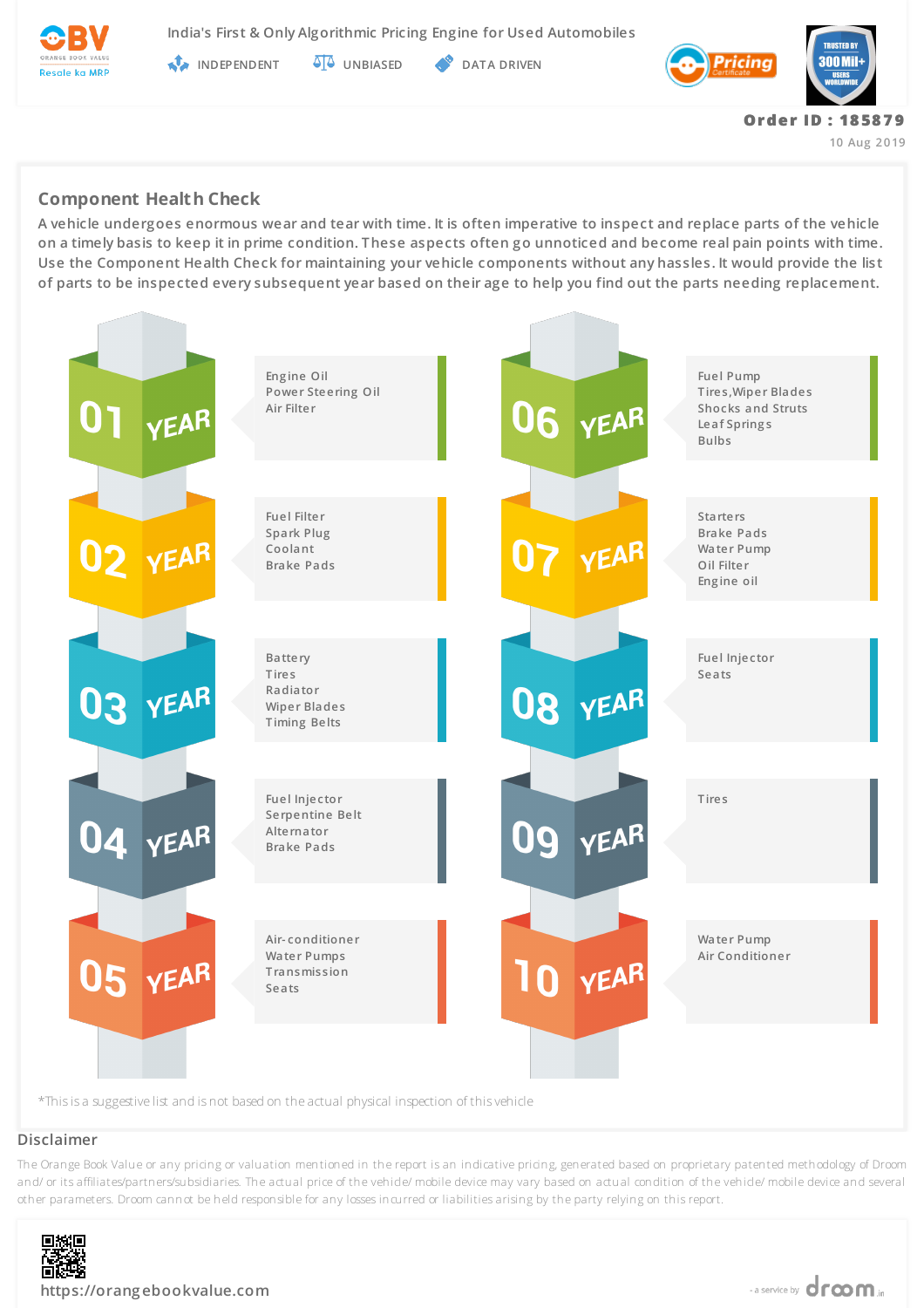Order ID : 185879

10 Aug 2019

## Component Health Check

A vehicle undergoes enormous wear and tear with time. It is often imperative to inspect and replace parts of the vehicle on a timely basis to keep it in prime condition. These aspects often go unnoticed and become real pain points with time. Use the Component Health Check for maintaining your vehicle components without any hassles. It would provide the list of parts to be inspected every subsequent year based on their age to help you find out the parts needing replacement.

**01 YEAR**
- Engine Oil
- Power Steering Oil
- Air Filter

**02 YEAR**
- Fuel Filter
- Spark Plug
- Coolant
- Brake Pads

**03 YEAR**
- Battery
- Tires
- Radiator
- Wiper Blades
- Timing Belts

**04 YEAR**
- Fuel Injector
- Serpentine Belt
- Alternator
- Brake Pads

**05 YEAR**
- Air-conditioner
- Water Pumps
- Transmission
- Seats

**06 YEAR**
- Fuel Pump
- Tires,Wiper Blades
- Shocks and Struts
- Leaf Springs
- Bulbs

**07 YEAR**
- Starters
- Brake Pads
- Water Pump
- Oil Filter
- Engine oil

**08 YEAR**
- Fuel Injector
- Seats

**09 YEAR**
- Tires

**10 YEAR**
- Water Pump
- Air Conditioner

*This is a suggestive list and is not based on the actual physical inspection of this vehicle

## Disclaimer

The Orange Book Value or any pricing or valuation mentioned in the report is an indicative pricing, generated based on proprietary patented methodology of Droom and/ or its affiliates/partners/subsidiaries. The actual price of the vehicle/ mobile device may vary based on actual condition of the vehicle/ mobile device and several other parameters. Droom cannot be held responsible for any losses incurred or liabilities arising by the party relying on this report.

https://orangebookvalue.com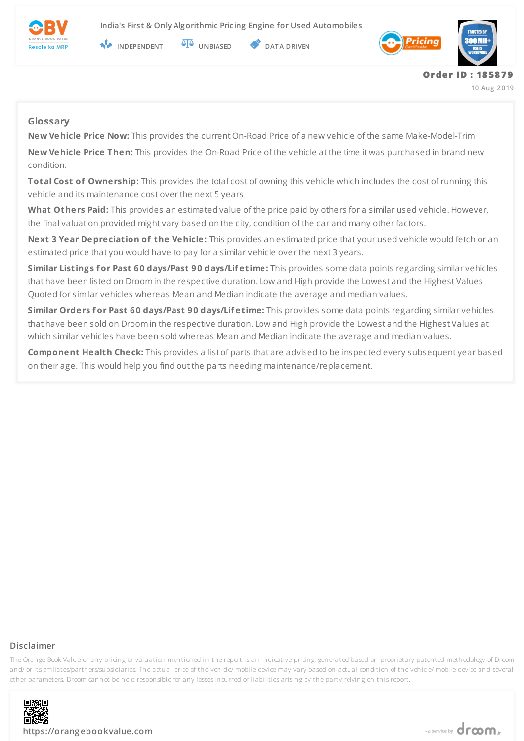OBV
Resale ka MRP

India's First & Only Algorithmic Pricing Engine for Used Automobiles

INDEPENDENT UNBIASED DATA DRIVEN

**Order ID : 185879**

10 Aug 2019

## Glossary

**New Vehicle Price Now:** This provides the current On-Road Price of a new vehicle of the same Make-Model-Trim

**New Vehicle Price Then:** This provides the On-Road Price of the vehicle at the time it was purchased in brand new condition.

**Total Cost of Ownership:** This provides the total cost of owning this vehicle which includes the cost of running this vehicle and its maintenance cost over the next 5 years

**What Others Paid:** This provides an estimated value of the price paid by others for a similar used vehicle. However, the final valuation provided might vary based on the city, condition of the car and many other factors.

**Next 3 Year Depreciation of the Vehicle:** This provides an estimated price that your used vehicle would fetch or an estimated price that you would have to pay for a similar vehicle over the next 3 years.

**Similar Listings for Past 60 days/Past 90 days/Lifetime:** This provides some data points regarding similar vehicles that have been listed on Droom in the respective duration. Low and High provide the Lowest and the Highest Values Quoted for similar vehicles whereas Mean and Median indicate the average and median values.

**Similar Orders for Past 60 days/Past 90 days/Lifetime:** This provides some data points regarding similar vehicles that have been sold on Droom in the respective duration. Low and High provide the Lowest and the Highest Values at which similar vehicles have been sold whereas Mean and Median indicate the average and median values.

**Component Health Check:** This provides a list of parts that are advised to be inspected every subsequent year based on their age. This would help you find out the parts needing maintenance/replacement.

## Disclaimer

The Orange Book Value or any pricing or valuation mentioned in the report is an indicative pricing, generated based on proprietary patented methodology of Droom and/ or its affiliates/partners/subsidiaries. The actual price of the vehicle/ mobile device may vary based on actual condition of the vehicle/ mobile device and several other parameters. Droom cannot be held responsible for any losses incurred or liabilities arising by the party relying on this report.

https://orangebookvalue.com

- a service by droom.in